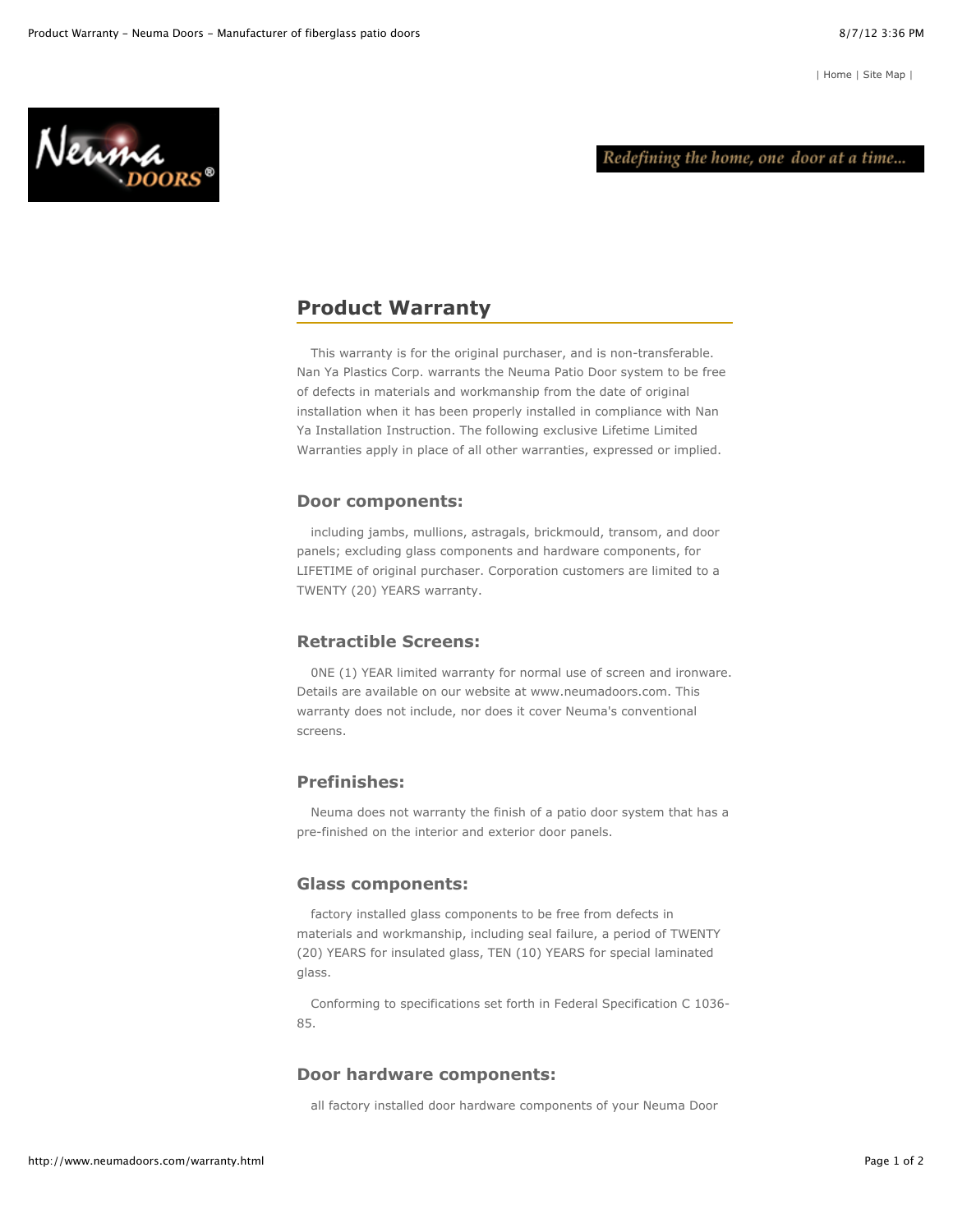| Home | Site Map |

Redefining the home, one door at a time...

## Product Warranty

This warranty is for the original purchaser, and is non-transferable. Nan Ya Plastics Corp. warrants the Neuma Patio Door system to be free of defects in materials and workmanship from the date of original installation when it has been properly installed in compliance with Nan Ya Installation Instruction. The following exclusive Lifetime Limited Warranties apply in place of all other warranties, expressed or implied.

### Door components:

including jambs, mullions, astragals, brickmould, transom, and door panels; excluding glass components and hardware components, for LIFETIME of original purchaser. Corporation customers are limited to a TWENTY (20) YEARS warranty.

### Retractible Screens:

0NE (1) YEAR limited warranty for normal use of screen and ironware. Details are available on our website at www.neumadoors.com. This warranty does not include, nor does it cover Neuma's conventional screens.

### Prefinishes:

Neuma does not warranty the finish of a patio door system that has a pre-finished on the interior and exterior door panels.

### Glass components:

factory installed glass components to be free from defects in materials and workmanship, including seal failure, a period of TWENTY (20) YEARS for insulated glass, TEN (10) YEARS for special laminated glass.

Conforming to specifications set forth in Federal Specification C 1036-85.

### Door hardware components:

all factory installed door hardware components of your Neuma Door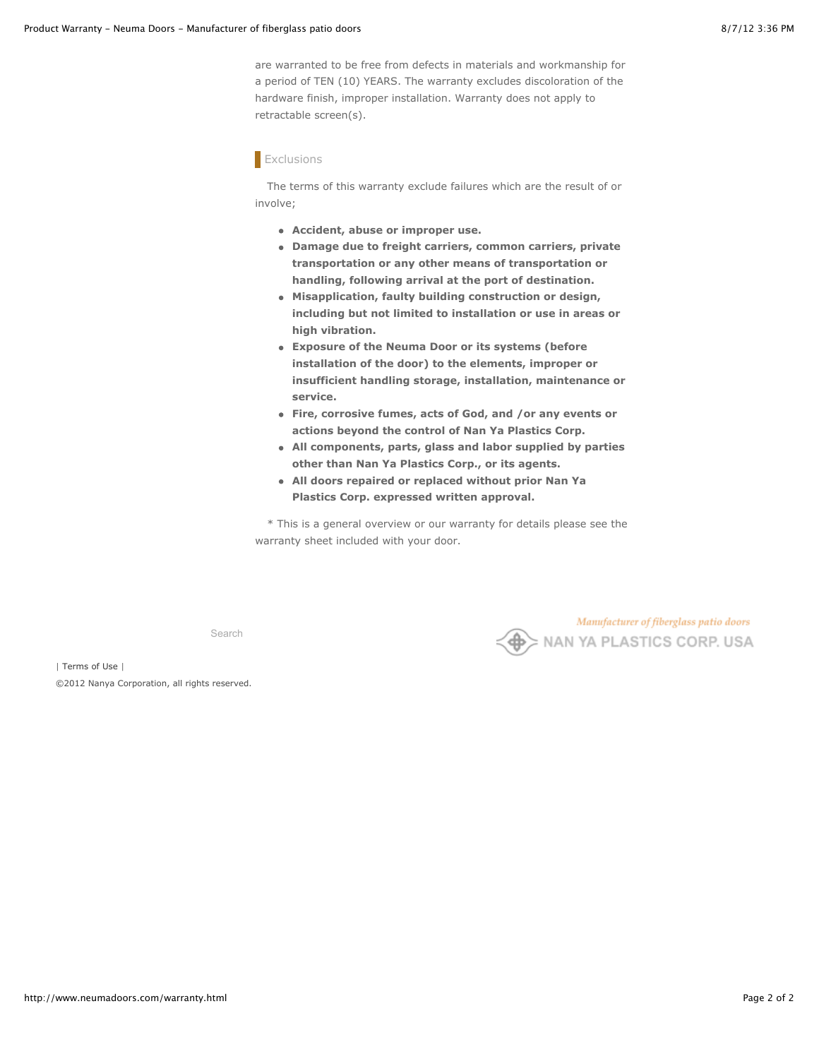are warranted to be free from defects in materials and workmanship for a period of TEN (10) YEARS. The warranty excludes discoloration of the hardware finish, improper installation. Warranty does not apply to retractable screen(s).

## Exclusions

The terms of this warranty exclude failures which are the result of or involve;

- **Accident, abuse or improper use.**
- **Damage due to freight carriers, common carriers, private transportation or any other means of transportation or handling, following arrival at the port of destination.**
- **Misapplication, faulty building construction or design, including but not limited to installation or use in areas or high vibration.**
- **Exposure of the Neuma Door or its systems (before installation of the door) to the elements, improper or insufficient handling storage, installation, maintenance or service.**
- **Fire, corrosive fumes, acts of God, and /or any events or actions beyond the control of Nan Ya Plastics Corp.**
- **All components, parts, glass and labor supplied by parties other than Nan Ya Plastics Corp., or its agents.**
- **All doors repaired or replaced without prior Nan Ya Plastics Corp. expressed written approval.**

* This is a general overview or our warranty for details please see the warranty sheet included with your door.

Search

*Manufacturer of fiberglass patio doors*
NAN YA PLASTICS CORP. USA

| Terms of Use |

©2012 Nanya Corporation, all rights reserved.